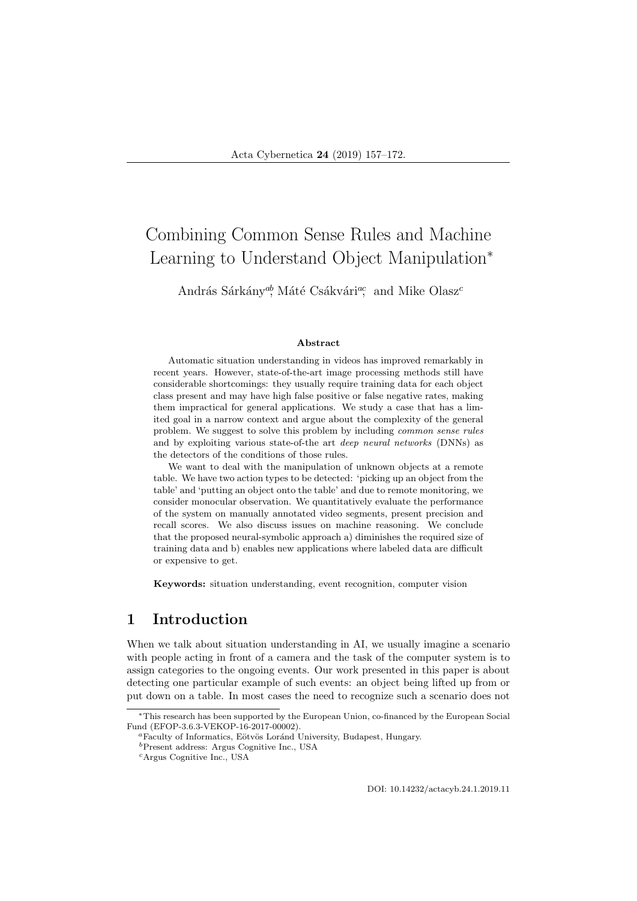# Combining Common Sense Rules and Machine Learning to Understand Object Manipulation*

András Sárkány[ab], Máté Csákvári[ac], and Mike Olasz[c]

#### Abstract

Automatic situation understanding in videos has improved remarkably in recent years. However, state-of-the-art image processing methods still have considerable shortcomings: they usually require training data for each object class present and may have high false positive or false negative rates, making them impractical for general applications. We study a case that has a limited goal in a narrow context and argue about the complexity of the general problem. We suggest to solve this problem by including *common sense rules* and by exploiting various state-of-the art *deep neural networks* (DNNs) as the detectors of the conditions of those rules.

We want to deal with the manipulation of unknown objects at a remote table. We have two action types to be detected: 'picking up an object from the table' and 'putting an object onto the table' and due to remote monitoring, we consider monocular observation. We quantitatively evaluate the performance of the system on manually annotated video segments, present precision and recall scores. We also discuss issues on machine reasoning. We conclude that the proposed neural-symbolic approach a) diminishes the required size of training data and b) enables new applications where labeled data are difficult or expensive to get.

**Keywords:** situation understanding, event recognition, computer vision

## 1 Introduction

When we talk about situation understanding in AI, we usually imagine a scenario with people acting in front of a camera and the task of the computer system is to assign categories to the ongoing events. Our work presented in this paper is about detecting one particular example of such events: an object being lifted up from or put down on a table. In most cases the need to recognize such a scenario does not

---

*This research has been supported by the European Union, co-financed by the European Social Fund (EFOP-3.6.3-VEKOP-16-2017-00002).

[a]Faculty of Informatics, Eötvös Loránd University, Budapest, Hungary.

[b]Present address: Argus Cognitive Inc., USA

[c]Argus Cognitive Inc., USA

DOI: 10.14232/actacyb.24.1.2019.11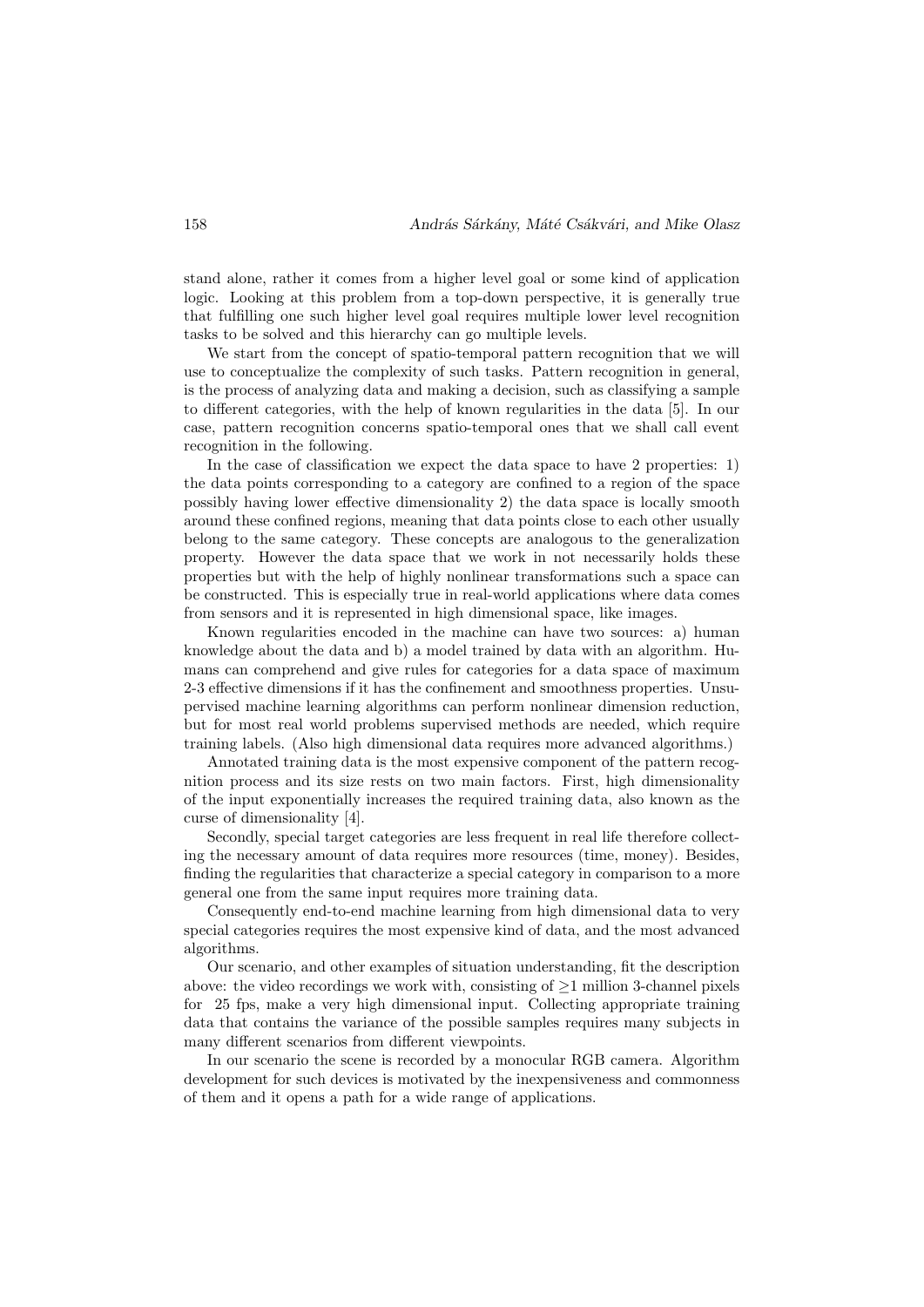stand alone, rather it comes from a higher level goal or some kind of application logic. Looking at this problem from a top-down perspective, it is generally true that fulfilling one such higher level goal requires multiple lower level recognition tasks to be solved and this hierarchy can go multiple levels.

We start from the concept of spatio-temporal pattern recognition that we will use to conceptualize the complexity of such tasks. Pattern recognition in general, is the process of analyzing data and making a decision, such as classifying a sample to different categories, with the help of known regularities in the data [5]. In our case, pattern recognition concerns spatio-temporal ones that we shall call event recognition in the following.

In the case of classification we expect the data space to have 2 properties: 1) the data points corresponding to a category are confined to a region of the space possibly having lower effective dimensionality 2) the data space is locally smooth around these confined regions, meaning that data points close to each other usually belong to the same category. These concepts are analogous to the generalization property. However the data space that we work in not necessarily holds these properties but with the help of highly nonlinear transformations such a space can be constructed. This is especially true in real-world applications where data comes from sensors and it is represented in high dimensional space, like images.

Known regularities encoded in the machine can have two sources: a) human knowledge about the data and b) a model trained by data with an algorithm. Humans can comprehend and give rules for categories for a data space of maximum 2-3 effective dimensions if it has the confinement and smoothness properties. Unsupervised machine learning algorithms can perform nonlinear dimension reduction, but for most real world problems supervised methods are needed, which require training labels. (Also high dimensional data requires more advanced algorithms.)

Annotated training data is the most expensive component of the pattern recognition process and its size rests on two main factors. First, high dimensionality of the input exponentially increases the required training data, also known as the curse of dimensionality [4].

Secondly, special target categories are less frequent in real life therefore collecting the necessary amount of data requires more resources (time, money). Besides, finding the regularities that characterize a special category in comparison to a more general one from the same input requires more training data.

Consequently end-to-end machine learning from high dimensional data to very special categories requires the most expensive kind of data, and the most advanced algorithms.

Our scenario, and other examples of situation understanding, fit the description above: the video recordings we work with, consisting of $\geq$1 million 3-channel pixels for 25 fps, make a very high dimensional input. Collecting appropriate training data that contains the variance of the possible samples requires many subjects in many different scenarios from different viewpoints.

In our scenario the scene is recorded by a monocular RGB camera. Algorithm development for such devices is motivated by the inexpensiveness and commonness of them and it opens a path for a wide range of applications.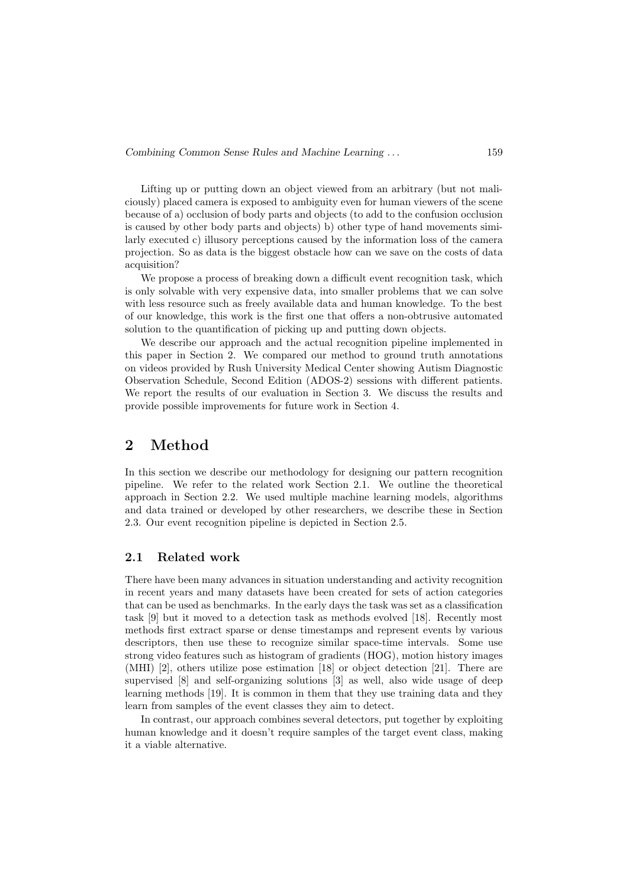Lifting up or putting down an object viewed from an arbitrary (but not maliciously) placed camera is exposed to ambiguity even for human viewers of the scene because of a) occlusion of body parts and objects (to add to the confusion occlusion is caused by other body parts and objects) b) other type of hand movements similarly executed c) illusory perceptions caused by the information loss of the camera projection. So as data is the biggest obstacle how can we save on the costs of data acquisition?

We propose a process of breaking down a difficult event recognition task, which is only solvable with very expensive data, into smaller problems that we can solve with less resource such as freely available data and human knowledge. To the best of our knowledge, this work is the first one that offers a non-obtrusive automated solution to the quantification of picking up and putting down objects.

We describe our approach and the actual recognition pipeline implemented in this paper in Section 2. We compared our method to ground truth annotations on videos provided by Rush University Medical Center showing Autism Diagnostic Observation Schedule, Second Edition (ADOS-2) sessions with different patients. We report the results of our evaluation in Section 3. We discuss the results and provide possible improvements for future work in Section 4.

# 2 Method

In this section we describe our methodology for designing our pattern recognition pipeline. We refer to the related work Section 2.1. We outline the theoretical approach in Section 2.2. We used multiple machine learning models, algorithms and data trained or developed by other researchers, we describe these in Section 2.3. Our event recognition pipeline is depicted in Section 2.5.

## 2.1 Related work

There have been many advances in situation understanding and activity recognition in recent years and many datasets have been created for sets of action categories that can be used as benchmarks. In the early days the task was set as a classification task [9] but it moved to a detection task as methods evolved [18]. Recently most methods first extract sparse or dense timestamps and represent events by various descriptors, then use these to recognize similar space-time intervals. Some use strong video features such as histogram of gradients (HOG), motion history images (MHI) [2], others utilize pose estimation [18] or object detection [21]. There are supervised [8] and self-organizing solutions [3] as well, also wide usage of deep learning methods [19]. It is common in them that they use training data and they learn from samples of the event classes they aim to detect.

In contrast, our approach combines several detectors, put together by exploiting human knowledge and it doesn't require samples of the target event class, making it a viable alternative.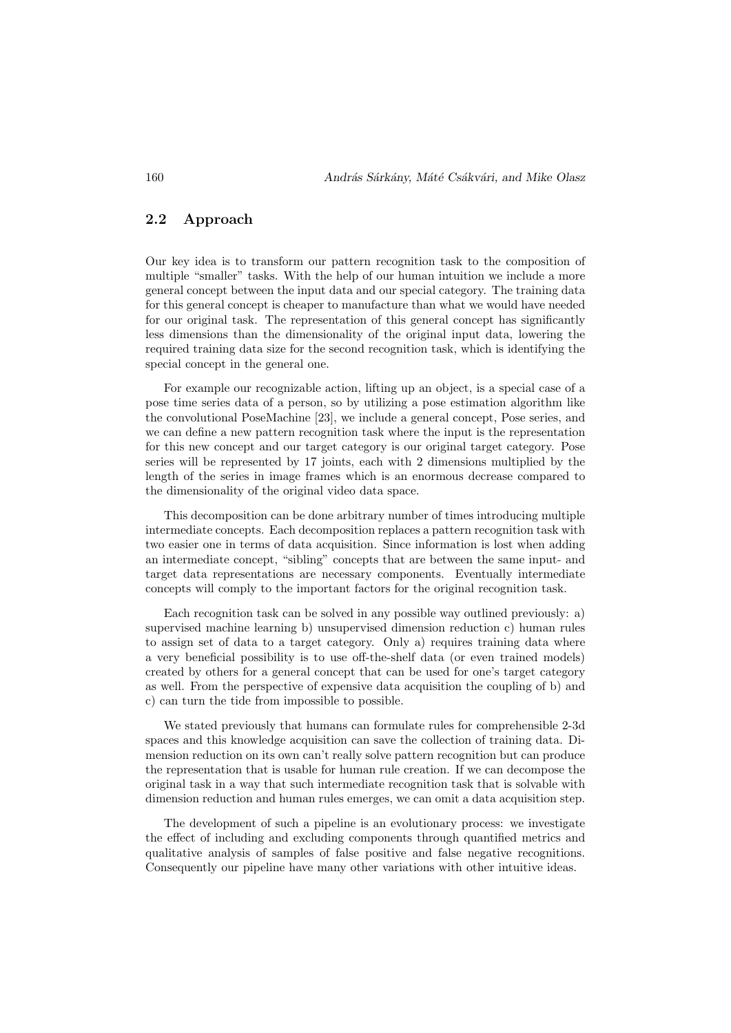## 2.2 Approach

Our key idea is to transform our pattern recognition task to the composition of multiple "smaller" tasks. With the help of our human intuition we include a more general concept between the input data and our special category. The training data for this general concept is cheaper to manufacture than what we would have needed for our original task. The representation of this general concept has significantly less dimensions than the dimensionality of the original input data, lowering the required training data size for the second recognition task, which is identifying the special concept in the general one.

For example our recognizable action, lifting up an object, is a special case of a pose time series data of a person, so by utilizing a pose estimation algorithm like the convolutional PoseMachine [23], we include a general concept, Pose series, and we can define a new pattern recognition task where the input is the representation for this new concept and our target category is our original target category. Pose series will be represented by 17 joints, each with 2 dimensions multiplied by the length of the series in image frames which is an enormous decrease compared to the dimensionality of the original video data space.

This decomposition can be done arbitrary number of times introducing multiple intermediate concepts. Each decomposition replaces a pattern recognition task with two easier one in terms of data acquisition. Since information is lost when adding an intermediate concept, "sibling" concepts that are between the same input- and target data representations are necessary components. Eventually intermediate concepts will comply to the important factors for the original recognition task.

Each recognition task can be solved in any possible way outlined previously: a) supervised machine learning b) unsupervised dimension reduction c) human rules to assign set of data to a target category. Only a) requires training data where a very beneficial possibility is to use off-the-shelf data (or even trained models) created by others for a general concept that can be used for one's target category as well. From the perspective of expensive data acquisition the coupling of b) and c) can turn the tide from impossible to possible.

We stated previously that humans can formulate rules for comprehensible 2-3d spaces and this knowledge acquisition can save the collection of training data. Dimension reduction on its own can't really solve pattern recognition but can produce the representation that is usable for human rule creation. If we can decompose the original task in a way that such intermediate recognition task that is solvable with dimension reduction and human rules emerges, we can omit a data acquisition step.

The development of such a pipeline is an evolutionary process: we investigate the effect of including and excluding components through quantified metrics and qualitative analysis of samples of false positive and false negative recognitions. Consequently our pipeline have many other variations with other intuitive ideas.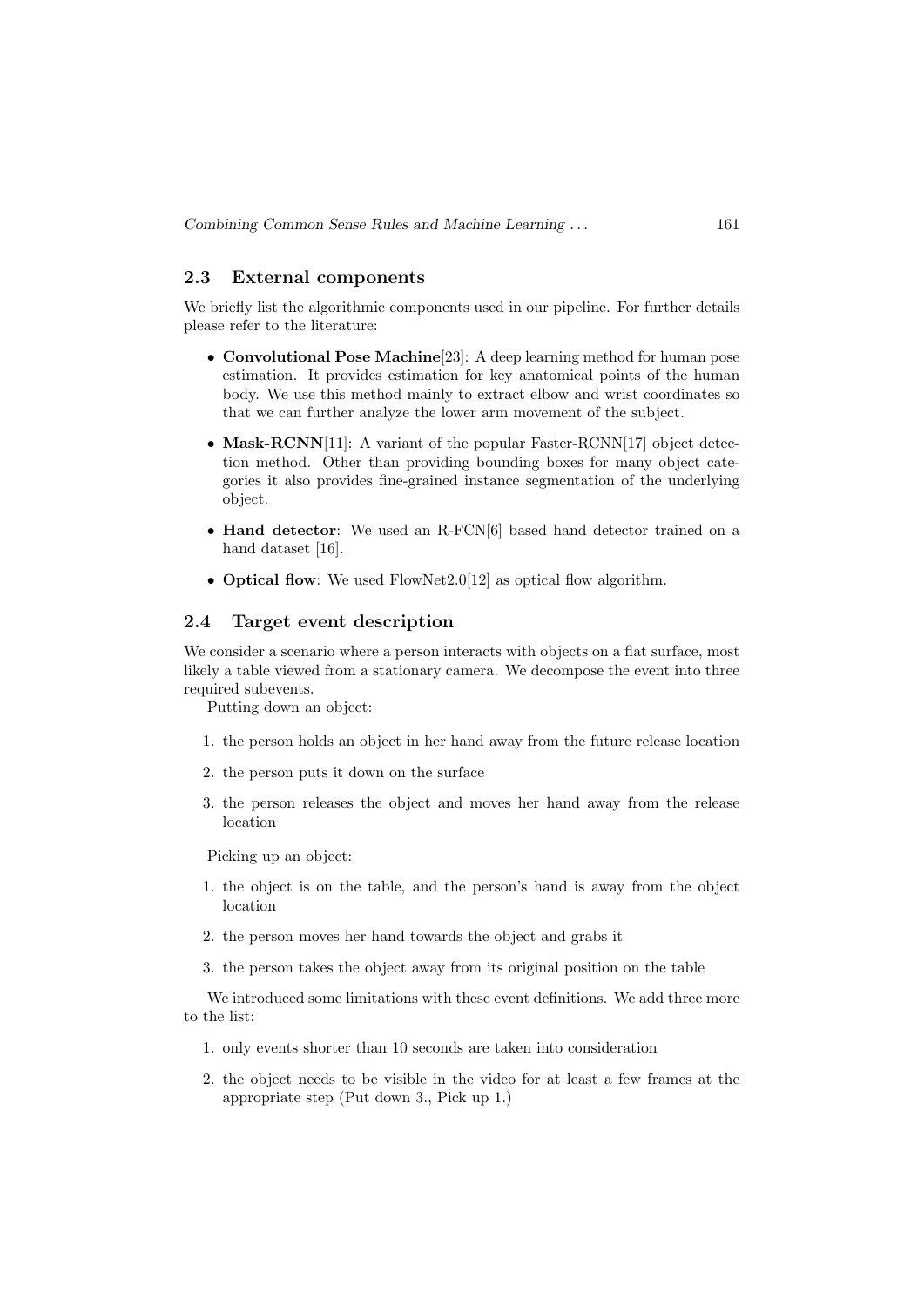## 2.3 External components

We briefly list the algorithmic components used in our pipeline. For further details please refer to the literature:

- **Convolutional Pose Machine**[23]: A deep learning method for human pose estimation. It provides estimation for key anatomical points of the human body. We use this method mainly to extract elbow and wrist coordinates so that we can further analyze the lower arm movement of the subject.
- **Mask-RCNN**[11]: A variant of the popular Faster-RCNN[17] object detection method. Other than providing bounding boxes for many object categories it also provides fine-grained instance segmentation of the underlying object.
- **Hand detector**: We used an R-FCN[6] based hand detector trained on a hand dataset [16].
- **Optical flow**: We used FlowNet2.0[12] as optical flow algorithm.

## 2.4 Target event description

We consider a scenario where a person interacts with objects on a flat surface, most likely a table viewed from a stationary camera. We decompose the event into three required subevents.

Putting down an object:

1. the person holds an object in her hand away from the future release location
2. the person puts it down on the surface
3. the person releases the object and moves her hand away from the release location

Picking up an object:

1. the object is on the table, and the person's hand is away from the object location
2. the person moves her hand towards the object and grabs it
3. the person takes the object away from its original position on the table

We introduced some limitations with these event definitions. We add three more to the list:

1. only events shorter than 10 seconds are taken into consideration
2. the object needs to be visible in the video for at least a few frames at the appropriate step (Put down 3., Pick up 1.)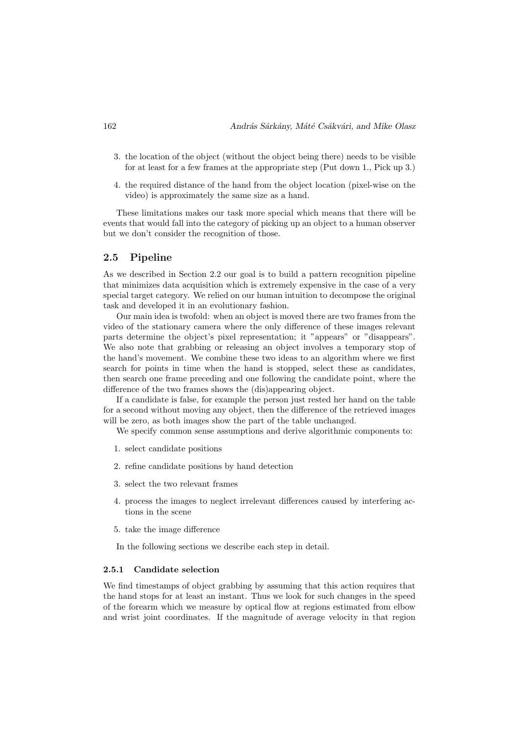3. the location of the object (without the object being there) needs to be visible for at least for a few frames at the appropriate step (Put down 1., Pick up 3.)

4. the required distance of the hand from the object location (pixel-wise on the video) is approximately the same size as a hand.

These limitations makes our task more special which means that there will be events that would fall into the category of picking up an object to a human observer but we don't consider the recognition of those.

### 2.5 Pipeline

As we described in Section 2.2 our goal is to build a pattern recognition pipeline that minimizes data acquisition which is extremely expensive in the case of a very special target category. We relied on our human intuition to decompose the original task and developed it in an evolutionary fashion.

Our main idea is twofold: when an object is moved there are two frames from the video of the stationary camera where the only difference of these images relevant parts determine the object's pixel representation; it "appears" or "disappears". We also note that grabbing or releasing an object involves a temporary stop of the hand's movement. We combine these two ideas to an algorithm where we first search for points in time when the hand is stopped, select these as candidates, then search one frame preceding and one following the candidate point, where the difference of the two frames shows the (dis)appearing object.

If a candidate is false, for example the person just rested her hand on the table for a second without moving any object, then the difference of the retrieved images will be zero, as both images show the part of the table unchanged.

We specify common sense assumptions and derive algorithmic components to:

1. select candidate positions

2. refine candidate positions by hand detection

3. select the two relevant frames

4. process the images to neglect irrelevant differences caused by interfering actions in the scene

5. take the image difference

In the following sections we describe each step in detail.

#### 2.5.1 Candidate selection

We find timestamps of object grabbing by assuming that this action requires that the hand stops for at least an instant. Thus we look for such changes in the speed of the forearm which we measure by optical flow at regions estimated from elbow and wrist joint coordinates. If the magnitude of average velocity in that region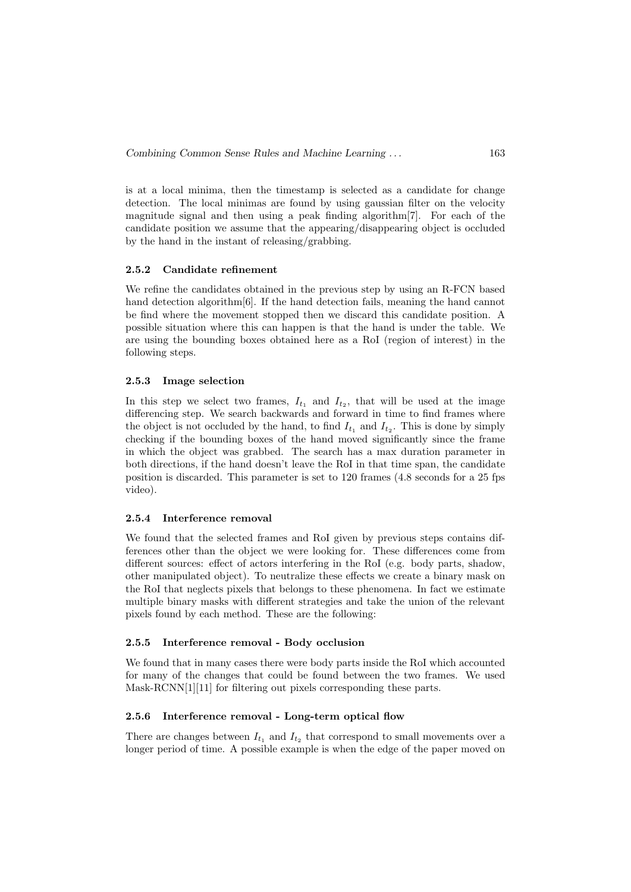is at a local minima, then the timestamp is selected as a candidate for change detection. The local minimas are found by using gaussian filter on the velocity magnitude signal and then using a peak finding algorithm[7]. For each of the candidate position we assume that the appearing/disappearing object is occluded by the hand in the instant of releasing/grabbing.

### 2.5.2 Candidate refinement

We refine the candidates obtained in the previous step by using an R-FCN based hand detection algorithm[6]. If the hand detection fails, meaning the hand cannot be find where the movement stopped then we discard this candidate position. A possible situation where this can happen is that the hand is under the table. We are using the bounding boxes obtained here as a RoI (region of interest) in the following steps.

### 2.5.3 Image selection

In this step we select two frames, $I_{t_1}$ and $I_{t_2}$, that will be used at the image differencing step. We search backwards and forward in time to find frames where the object is not occluded by the hand, to find $I_{t_1}$ and $I_{t_2}$. This is done by simply checking if the bounding boxes of the hand moved significantly since the frame in which the object was grabbed. The search has a max duration parameter in both directions, if the hand doesn't leave the RoI in that time span, the candidate position is discarded. This parameter is set to 120 frames (4.8 seconds for a 25 fps video).

### 2.5.4 Interference removal

We found that the selected frames and RoI given by previous steps contains differences other than the object we were looking for. These differences come from different sources: effect of actors interfering in the RoI (e.g. body parts, shadow, other manipulated object). To neutralize these effects we create a binary mask on the RoI that neglects pixels that belongs to these phenomena. In fact we estimate multiple binary masks with different strategies and take the union of the relevant pixels found by each method. These are the following:

### 2.5.5 Interference removal - Body occlusion

We found that in many cases there were body parts inside the RoI which accounted for many of the changes that could be found between the two frames. We used Mask-RCNN[1][11] for filtering out pixels corresponding these parts.

### 2.5.6 Interference removal - Long-term optical flow

There are changes between $I_{t_1}$ and $I_{t_2}$ that correspond to small movements over a longer period of time. A possible example is when the edge of the paper moved on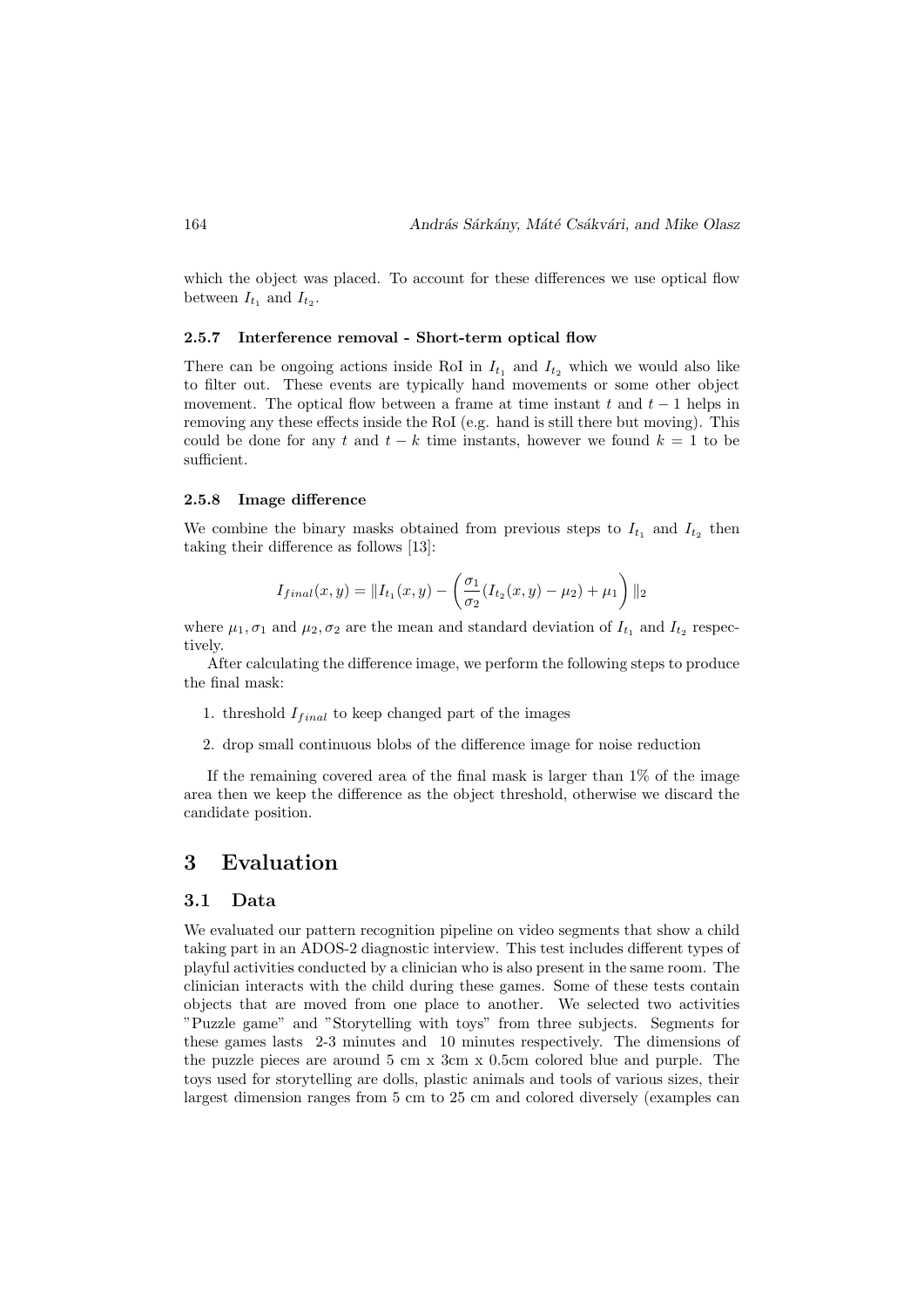which the object was placed. To account for these differences we use optical flow between $I_{t_1}$ and $I_{t_2}$.

#### 2.5.7 Interference removal - Short-term optical flow

There can be ongoing actions inside RoI in $I_{t_1}$ and $I_{t_2}$ which we would also like to filter out. These events are typically hand movements or some other object movement. The optical flow between a frame at time instant $t$ and $t-1$ helps in removing any these effects inside the RoI (e.g. hand is still there but moving). This could be done for any $t$ and $t-k$ time instants, however we found $k=1$ to be sufficient.

#### 2.5.8 Image difference

We combine the binary masks obtained from previous steps to $I_{t_1}$ and $I_{t_2}$ then taking their difference as follows [13]:

$$I_{final}(x,y) = \|I_{t_1}(x,y) - \left(\frac{\sigma_1}{\sigma_2}(I_{t_2}(x,y) - \mu_2) + \mu_1\right)\|_2$$

where $\mu_1, \sigma_1$ and $\mu_2, \sigma_2$ are the mean and standard deviation of $I_{t_1}$ and $I_{t_2}$ respectively.

After calculating the difference image, we perform the following steps to produce the final mask:

1. threshold $I_{final}$ to keep changed part of the images
2. drop small continuous blobs of the difference image for noise reduction

If the remaining covered area of the final mask is larger than 1% of the image area then we keep the difference as the object threshold, otherwise we discard the candidate position.

# 3 Evaluation

## 3.1 Data

We evaluated our pattern recognition pipeline on video segments that show a child taking part in an ADOS-2 diagnostic interview. This test includes different types of playful activities conducted by a clinician who is also present in the same room. The clinician interacts with the child during these games. Some of these tests contain objects that are moved from one place to another. We selected two activities "Puzzle game" and "Storytelling with toys" from three subjects. Segments for these games lasts 2-3 minutes and 10 minutes respectively. The dimensions of the puzzle pieces are around 5 cm x 3cm x 0.5cm colored blue and purple. The toys used for storytelling are dolls, plastic animals and tools of various sizes, their largest dimension ranges from 5 cm to 25 cm and colored diversely (examples can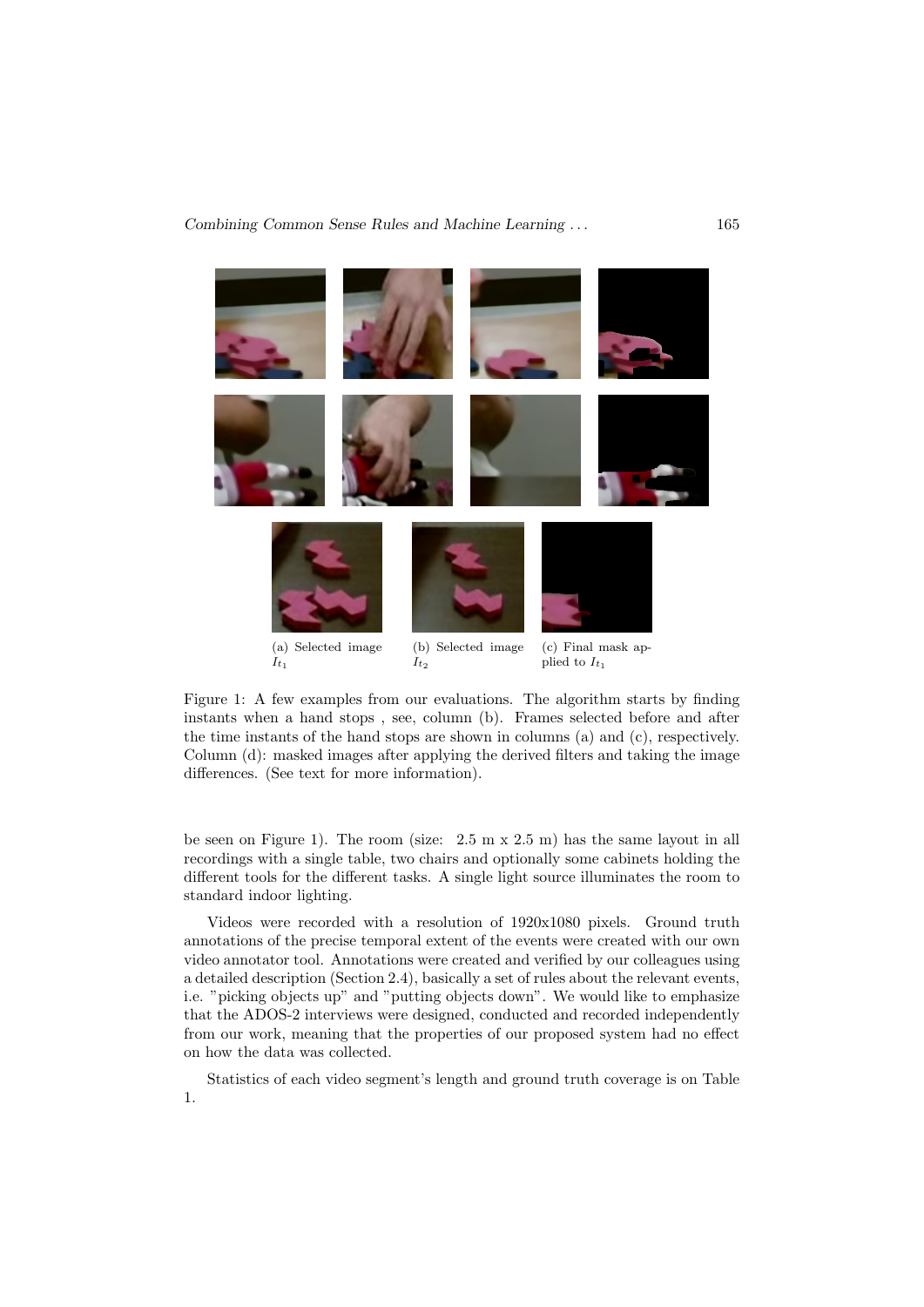(a) Selected image $I_{t_1}$

(b) Selected image $I_{t_2}$

(c) Final mask applied to $I_{t_1}$

Figure 1: A few examples from our evaluations. The algorithm starts by finding instants when a hand stops , see, column (b). Frames selected before and after the time instants of the hand stops are shown in columns (a) and (c), respectively. Column (d): masked images after applying the derived filters and taking the image differences. (See text for more information).

be seen on Figure 1). The room (size: 2.5 m x 2.5 m) has the same layout in all recordings with a single table, two chairs and optionally some cabinets holding the different tools for the different tasks. A single light source illuminates the room to standard indoor lighting.

Videos were recorded with a resolution of 1920x1080 pixels. Ground truth annotations of the precise temporal extent of the events were created with our own video annotator tool. Annotations were created and verified by our colleagues using a detailed description (Section 2.4), basically a set of rules about the relevant events, i.e. "picking objects up" and "putting objects down". We would like to emphasize that the ADOS-2 interviews were designed, conducted and recorded independently from our work, meaning that the properties of our proposed system had no effect on how the data was collected.

Statistics of each video segment's length and ground truth coverage is on Table 1.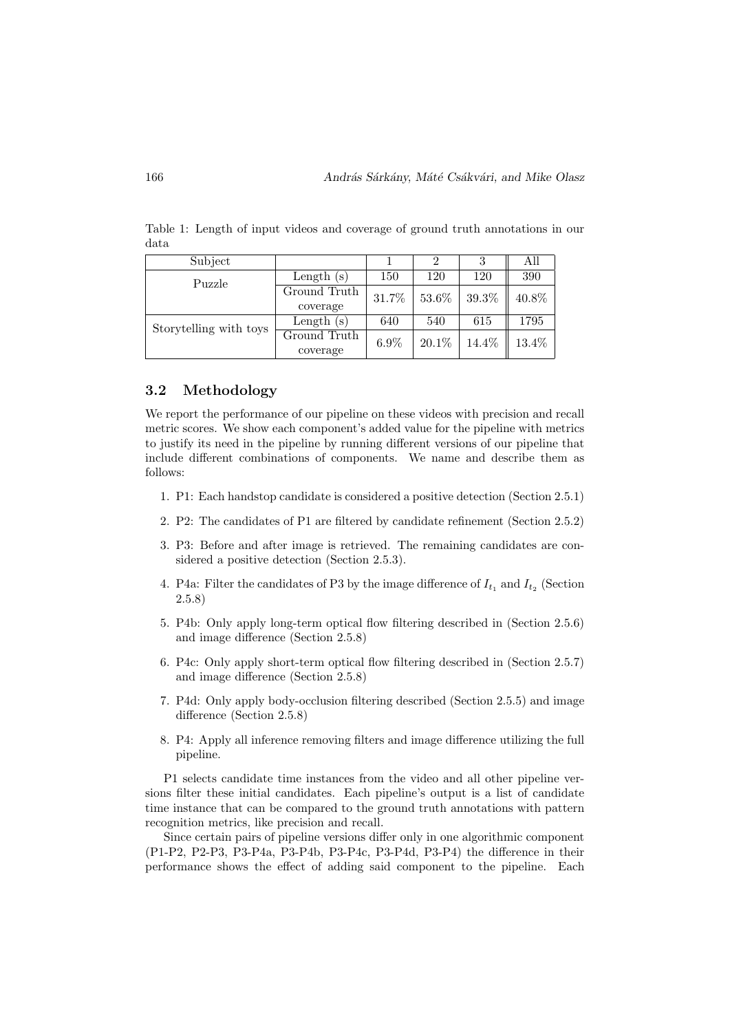Table 1: Length of input videos and coverage of ground truth annotations in our data

| Subject | | 1 | 2 | 3 | All |
|---|---|---|---|---|---|
| Puzzle | Length (s) | 150 | 120 | 120 | 390 |
| | Ground Truth coverage | 31.7% | 53.6% | 39.3% | 40.8% |
| Storytelling with toys | Length (s) | 640 | 540 | 615 | 1795 |
| | Ground Truth coverage | 6.9% | 20.1% | 14.4% | 13.4% |

### 3.2 Methodology

We report the performance of our pipeline on these videos with precision and recall metric scores. We show each component's added value for the pipeline with metrics to justify its need in the pipeline by running different versions of our pipeline that include different combinations of components. We name and describe them as follows:

1. P1: Each handstop candidate is considered a positive detection (Section 2.5.1)
2. P2: The candidates of P1 are filtered by candidate refinement (Section 2.5.2)
3. P3: Before and after image is retrieved. The remaining candidates are considered a positive detection (Section 2.5.3).
4. P4a: Filter the candidates of P3 by the image difference of $I_{t_1}$ and $I_{t_2}$ (Section 2.5.8)
5. P4b: Only apply long-term optical flow filtering described in (Section 2.5.6) and image difference (Section 2.5.8)
6. P4c: Only apply short-term optical flow filtering described in (Section 2.5.7) and image difference (Section 2.5.8)
7. P4d: Only apply body-occlusion filtering described (Section 2.5.5) and image difference (Section 2.5.8)
8. P4: Apply all inference removing filters and image difference utilizing the full pipeline.

P1 selects candidate time instances from the video and all other pipeline versions filter these initial candidates. Each pipeline's output is a list of candidate time instance that can be compared to the ground truth annotations with pattern recognition metrics, like precision and recall.

Since certain pairs of pipeline versions differ only in one algorithmic component (P1-P2, P2-P3, P3-P4a, P3-P4b, P3-P4c, P3-P4d, P3-P4) the difference in their performance shows the effect of adding said component to the pipeline. Each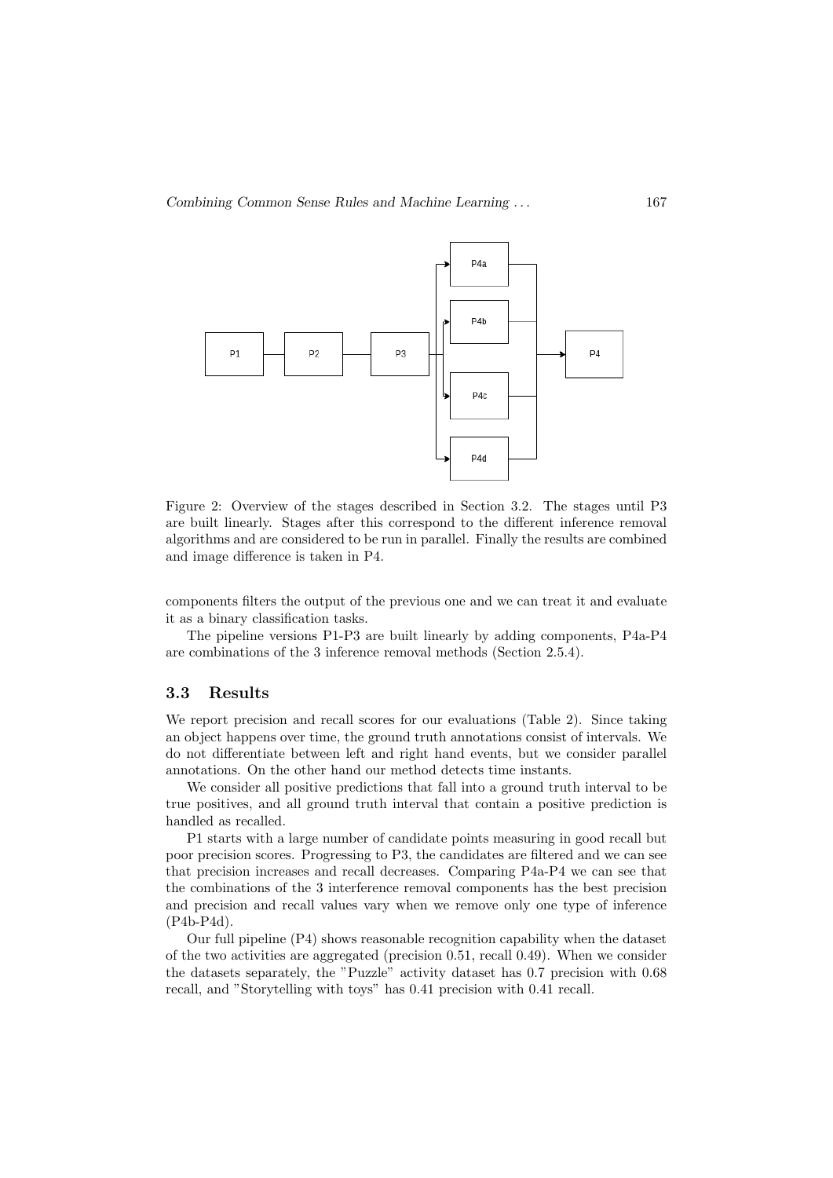Figure 2: Overview of the stages described in Section 3.2. The stages until P3 are built linearly. Stages after this correspond to the different inference removal algorithms and are considered to be run in parallel. Finally the results are combined and image difference is taken in P4.

components filters the output of the previous one and we can treat it and evaluate it as a binary classification tasks.

The pipeline versions P1-P3 are built linearly by adding components, P4a-P4 are combinations of the 3 inference removal methods (Section 2.5.4).

### 3.3 Results

We report precision and recall scores for our evaluations (Table 2). Since taking an object happens over time, the ground truth annotations consist of intervals. We do not differentiate between left and right hand events, but we consider parallel annotations. On the other hand our method detects time instants.

We consider all positive predictions that fall into a ground truth interval to be true positives, and all ground truth interval that contain a positive prediction is handled as recalled.

P1 starts with a large number of candidate points measuring in good recall but poor precision scores. Progressing to P3, the candidates are filtered and we can see that precision increases and recall decreases. Comparing P4a-P4 we can see that the combinations of the 3 interference removal components has the best precision and precision and recall values vary when we remove only one type of inference (P4b-P4d).

Our full pipeline (P4) shows reasonable recognition capability when the dataset of the two activities are aggregated (precision 0.51, recall 0.49). When we consider the datasets separately, the "Puzzle" activity dataset has 0.7 precision with 0.68 recall, and "Storytelling with toys" has 0.41 precision with 0.41 recall.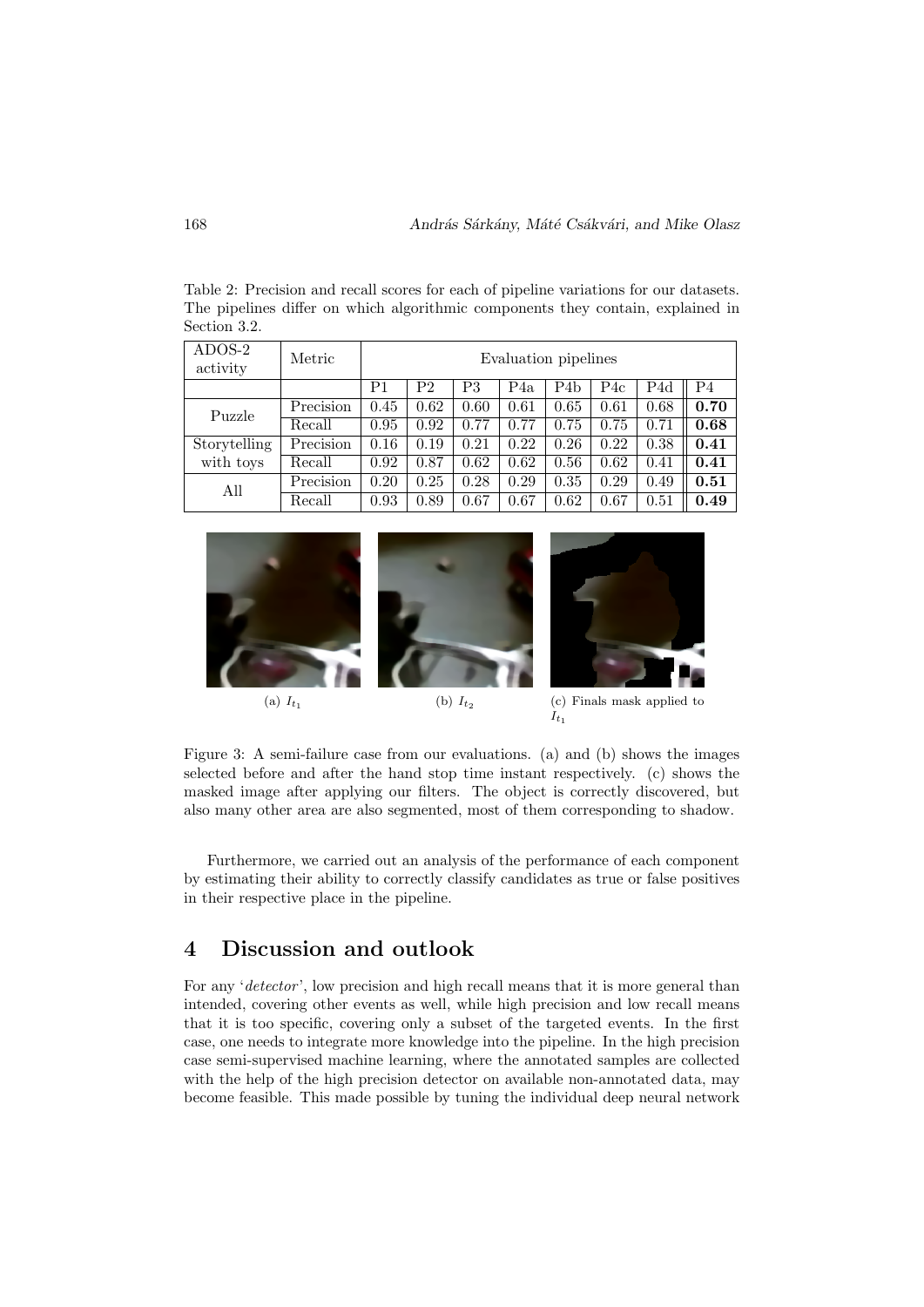Table 2: Precision and recall scores for each of pipeline variations for our datasets. The pipelines differ on which algorithmic components they contain, explained in Section 3.2.

| ADOS-2 activity | Metric | Evaluation pipelines | | | | | | | |
|---|---|---|---|---|---|---|---|---|---|
| | | P1 | P2 | P3 | P4a | P4b | P4c | P4d | P4 |
| Puzzle | Precision | 0.45 | 0.62 | 0.60 | 0.61 | 0.65 | 0.61 | 0.68 | **0.70** |
| | Recall | 0.95 | 0.92 | 0.77 | 0.77 | 0.75 | 0.75 | 0.71 | **0.68** |
| Storytelling with toys | Precision | 0.16 | 0.19 | 0.21 | 0.22 | 0.26 | 0.22 | 0.38 | **0.41** |
| | Recall | 0.92 | 0.87 | 0.62 | 0.62 | 0.56 | 0.62 | 0.41 | **0.41** |
| All | Precision | 0.20 | 0.25 | 0.28 | 0.29 | 0.35 | 0.29 | 0.49 | **0.51** |
| | Recall | 0.93 | 0.89 | 0.67 | 0.67 | 0.62 | 0.67 | 0.51 | **0.49** |

(a) $I_{t_1}$ (b) $I_{t_2}$ (c) Finals mask applied to $I_{t_1}$

Figure 3: A semi-failure case from our evaluations. (a) and (b) shows the images selected before and after the hand stop time instant respectively. (c) shows the masked image after applying our filters. The object is correctly discovered, but also many other area are also segmented, most of them corresponding to shadow.

Furthermore, we carried out an analysis of the performance of each component by estimating their ability to correctly classify candidates as true or false positives in their respective place in the pipeline.

## 4 Discussion and outlook

For any '*detector*', low precision and high recall means that it is more general than intended, covering other events as well, while high precision and low recall means that it is too specific, covering only a subset of the targeted events. In the first case, one needs to integrate more knowledge into the pipeline. In the high precision case semi-supervised machine learning, where the annotated samples are collected with the help of the high precision detector on available non-annotated data, may become feasible. This made possible by tuning the individual deep neural network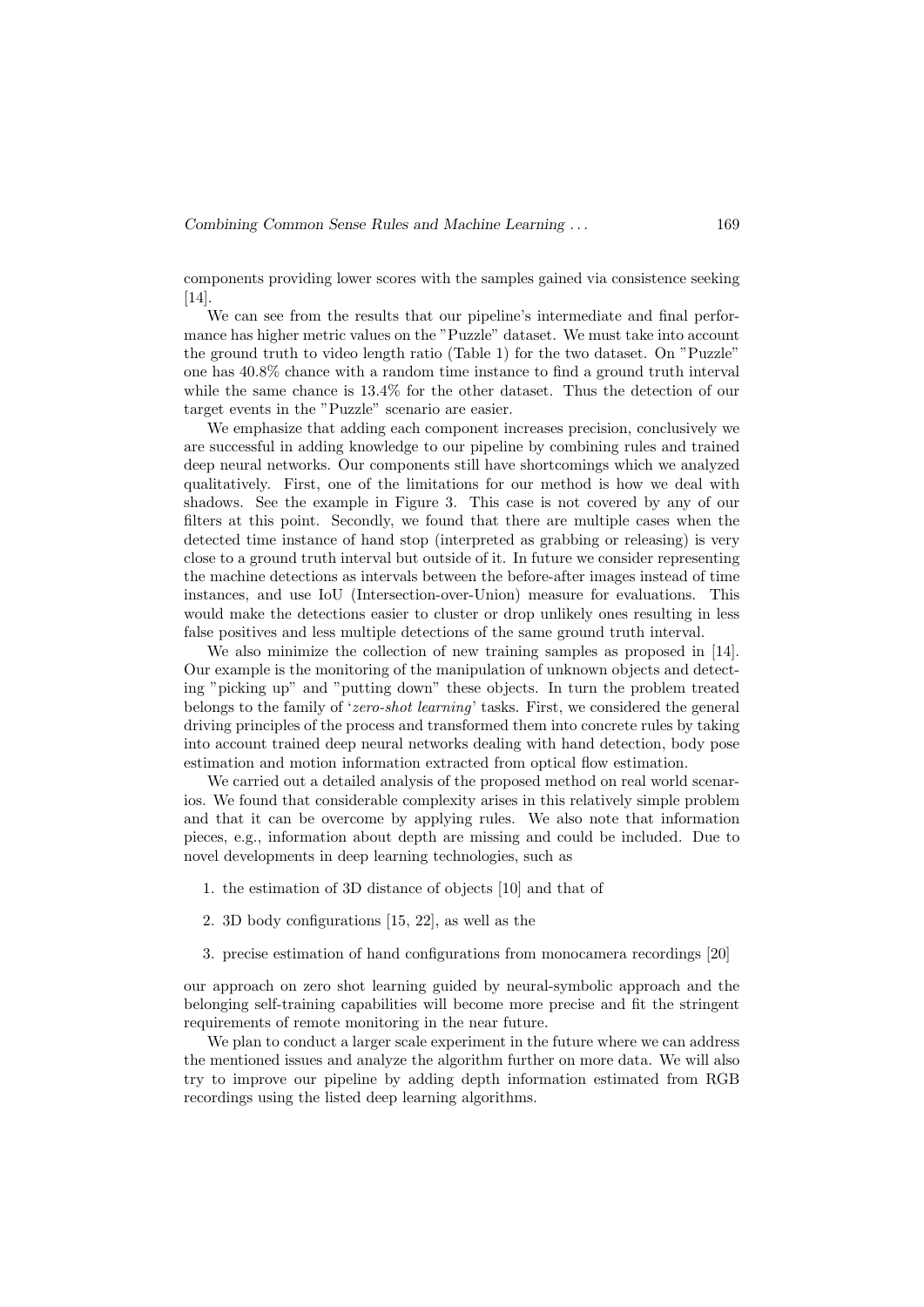components providing lower scores with the samples gained via consistence seeking [14].

We can see from the results that our pipeline's intermediate and final performance has higher metric values on the "Puzzle" dataset. We must take into account the ground truth to video length ratio (Table 1) for the two dataset. On "Puzzle" one has 40.8% chance with a random time instance to find a ground truth interval while the same chance is 13.4% for the other dataset. Thus the detection of our target events in the "Puzzle" scenario are easier.

We emphasize that adding each component increases precision, conclusively we are successful in adding knowledge to our pipeline by combining rules and trained deep neural networks. Our components still have shortcomings which we analyzed qualitatively. First, one of the limitations for our method is how we deal with shadows. See the example in Figure 3. This case is not covered by any of our filters at this point. Secondly, we found that there are multiple cases when the detected time instance of hand stop (interpreted as grabbing or releasing) is very close to a ground truth interval but outside of it. In future we consider representing the machine detections as intervals between the before-after images instead of time instances, and use IoU (Intersection-over-Union) measure for evaluations. This would make the detections easier to cluster or drop unlikely ones resulting in less false positives and less multiple detections of the same ground truth interval.

We also minimize the collection of new training samples as proposed in [14]. Our example is the monitoring of the manipulation of unknown objects and detecting "picking up" and "putting down" these objects. In turn the problem treated belongs to the family of '*zero-shot learning*' tasks. First, we considered the general driving principles of the process and transformed them into concrete rules by taking into account trained deep neural networks dealing with hand detection, body pose estimation and motion information extracted from optical flow estimation.

We carried out a detailed analysis of the proposed method on real world scenarios. We found that considerable complexity arises in this relatively simple problem and that it can be overcome by applying rules. We also note that information pieces, e.g., information about depth are missing and could be included. Due to novel developments in deep learning technologies, such as

1. the estimation of 3D distance of objects [10] and that of
2. 3D body configurations [15, 22], as well as the
3. precise estimation of hand configurations from monocamera recordings [20]

our approach on zero shot learning guided by neural-symbolic approach and the belonging self-training capabilities will become more precise and fit the stringent requirements of remote monitoring in the near future.

We plan to conduct a larger scale experiment in the future where we can address the mentioned issues and analyze the algorithm further on more data. We will also try to improve our pipeline by adding depth information estimated from RGB recordings using the listed deep learning algorithms.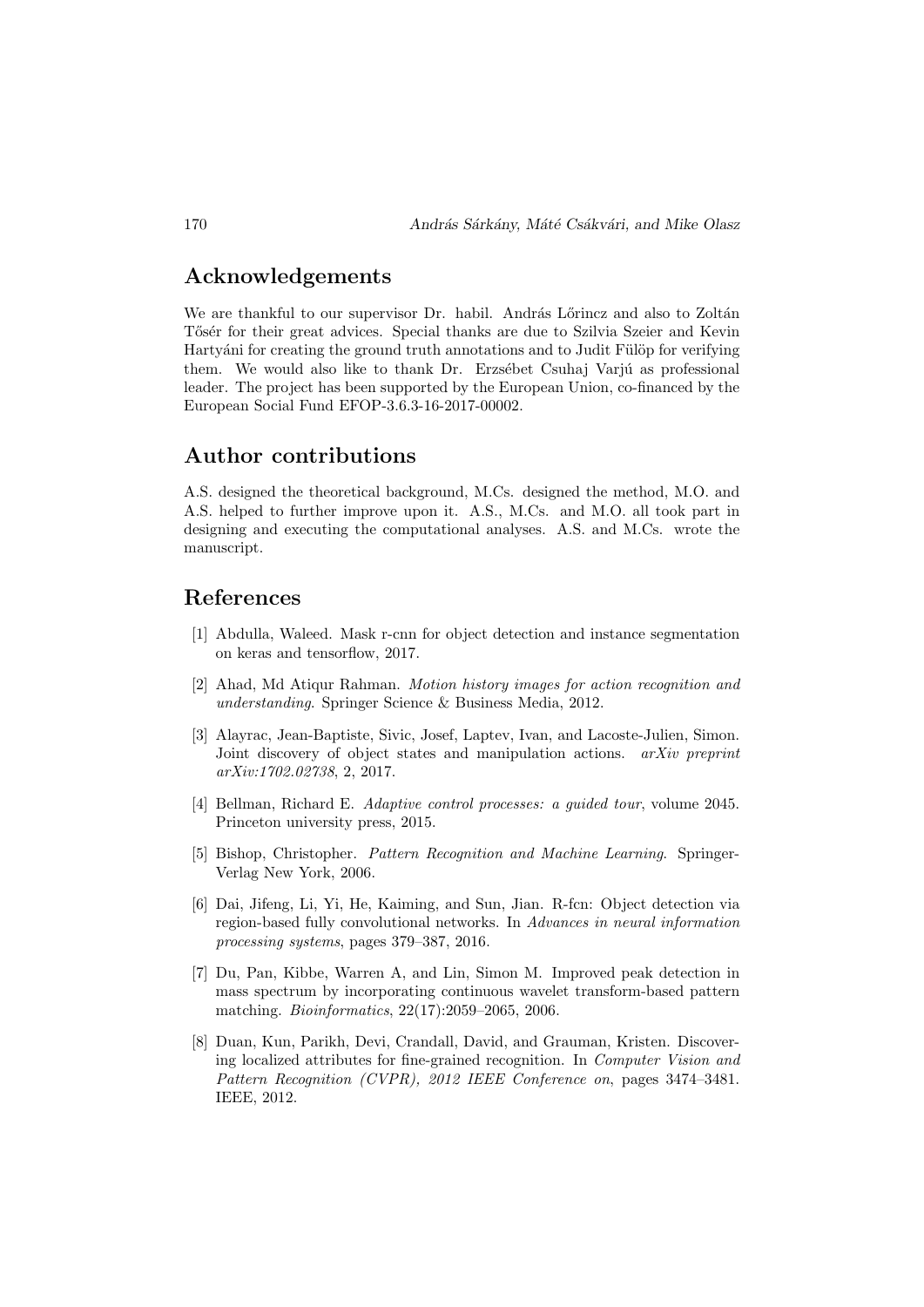## Acknowledgements

We are thankful to our supervisor Dr. habil. András Lőrincz and also to Zoltán Tősér for their great advices. Special thanks are due to Szilvia Szeier and Kevin Hartyáni for creating the ground truth annotations and to Judit Fülöp for verifying them. We would also like to thank Dr. Erzsébet Csuhaj Varjú as professional leader. The project has been supported by the European Union, co-financed by the European Social Fund EFOP-3.6.3-16-2017-00002.

## Author contributions

A.S. designed the theoretical background, M.Cs. designed the method, M.O. and A.S. helped to further improve upon it. A.S., M.Cs. and M.O. all took part in designing and executing the computational analyses. A.S. and M.Cs. wrote the manuscript.

## References

[1] Abdulla, Waleed. Mask r-cnn for object detection and instance segmentation on keras and tensorflow, 2017.

[2] Ahad, Md Atiqur Rahman. *Motion history images for action recognition and understanding*. Springer Science & Business Media, 2012.

[3] Alayrac, Jean-Baptiste, Sivic, Josef, Laptev, Ivan, and Lacoste-Julien, Simon. Joint discovery of object states and manipulation actions. *arXiv preprint arXiv:1702.02738*, 2, 2017.

[4] Bellman, Richard E. *Adaptive control processes: a guided tour*, volume 2045. Princeton university press, 2015.

[5] Bishop, Christopher. *Pattern Recognition and Machine Learning*. Springer-Verlag New York, 2006.

[6] Dai, Jifeng, Li, Yi, He, Kaiming, and Sun, Jian. R-fcn: Object detection via region-based fully convolutional networks. In *Advances in neural information processing systems*, pages 379–387, 2016.

[7] Du, Pan, Kibbe, Warren A, and Lin, Simon M. Improved peak detection in mass spectrum by incorporating continuous wavelet transform-based pattern matching. *Bioinformatics*, 22(17):2059–2065, 2006.

[8] Duan, Kun, Parikh, Devi, Crandall, David, and Grauman, Kristen. Discovering localized attributes for fine-grained recognition. In *Computer Vision and Pattern Recognition (CVPR), 2012 IEEE Conference on*, pages 3474–3481. IEEE, 2012.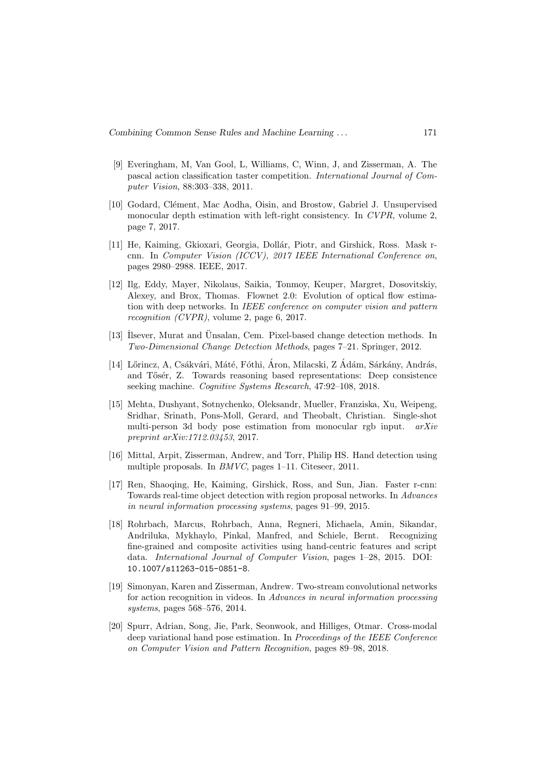[9] Everingham, M, Van Gool, L, Williams, C, Winn, J, and Zisserman, A. The pascal action classification taster competition. *International Journal of Computer Vision*, 88:303–338, 2011.

[10] Godard, Clément, Mac Aodha, Oisin, and Brostow, Gabriel J. Unsupervised monocular depth estimation with left-right consistency. In *CVPR*, volume 2, page 7, 2017.

[11] He, Kaiming, Gkioxari, Georgia, Dollár, Piotr, and Girshick, Ross. Mask r-cnn. In *Computer Vision (ICCV), 2017 IEEE International Conference on*, pages 2980–2988. IEEE, 2017.

[12] Ilg, Eddy, Mayer, Nikolaus, Saikia, Tonmoy, Keuper, Margret, Dosovitskiy, Alexey, and Brox, Thomas. Flownet 2.0: Evolution of optical flow estimation with deep networks. In *IEEE conference on computer vision and pattern recognition (CVPR)*, volume 2, page 6, 2017.

[13] İlsever, Murat and Ünsalan, Cem. Pixel-based change detection methods. In *Two-Dimensional Change Detection Methods*, pages 7–21. Springer, 2012.

[14] Lőrincz, A, Csákvári, Máté, Fóthi, Áron, Milacski, Z Ádám, Sárkány, András, and Tősér, Z. Towards reasoning based representations: Deep consistence seeking machine. *Cognitive Systems Research*, 47:92–108, 2018.

[15] Mehta, Dushyant, Sotnychenko, Oleksandr, Mueller, Franziska, Xu, Weipeng, Sridhar, Srinath, Pons-Moll, Gerard, and Theobalt, Christian. Single-shot multi-person 3d body pose estimation from monocular rgb input. *arXiv preprint arXiv:1712.03453*, 2017.

[16] Mittal, Arpit, Zisserman, Andrew, and Torr, Philip HS. Hand detection using multiple proposals. In *BMVC*, pages 1–11. Citeseer, 2011.

[17] Ren, Shaoqing, He, Kaiming, Girshick, Ross, and Sun, Jian. Faster r-cnn: Towards real-time object detection with region proposal networks. In *Advances in neural information processing systems*, pages 91–99, 2015.

[18] Rohrbach, Marcus, Rohrbach, Anna, Regneri, Michaela, Amin, Sikandar, Andriluka, Mykhaylo, Pinkal, Manfred, and Schiele, Bernt. Recognizing fine-grained and composite activities using hand-centric features and script data. *International Journal of Computer Vision*, pages 1–28, 2015. DOI: `10.1007/s11263-015-0851-8`.

[19] Simonyan, Karen and Zisserman, Andrew. Two-stream convolutional networks for action recognition in videos. In *Advances in neural information processing systems*, pages 568–576, 2014.

[20] Spurr, Adrian, Song, Jie, Park, Seonwook, and Hilliges, Otmar. Cross-modal deep variational hand pose estimation. In *Proceedings of the IEEE Conference on Computer Vision and Pattern Recognition*, pages 89–98, 2018.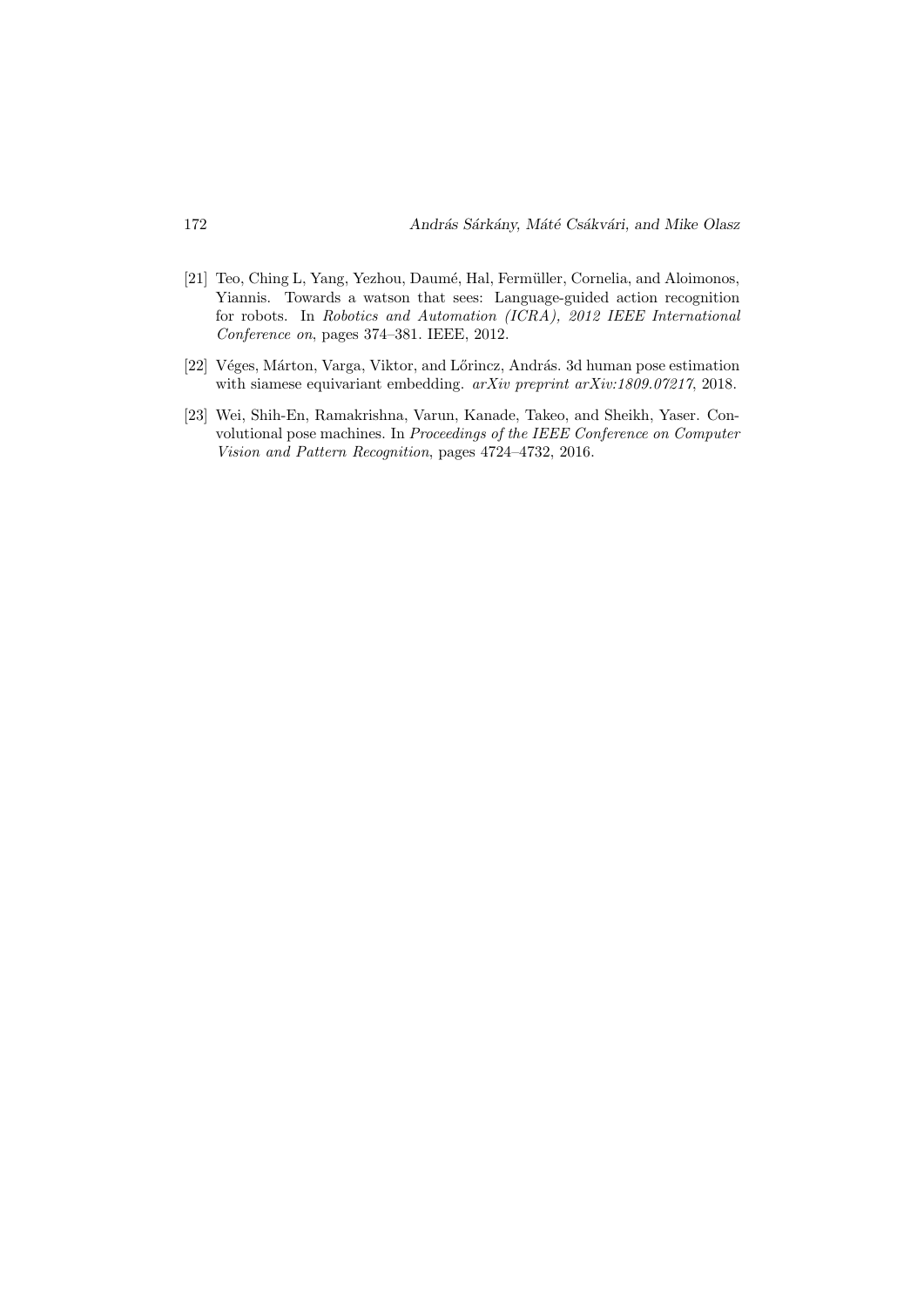[21] Teo, Ching L, Yang, Yezhou, Daumé, Hal, Fermüller, Cornelia, and Aloimonos, Yiannis. Towards a watson that sees: Language-guided action recognition for robots. In *Robotics and Automation (ICRA), 2012 IEEE International Conference on*, pages 374–381. IEEE, 2012.

[22] Véges, Márton, Varga, Viktor, and Lőrincz, András. 3d human pose estimation with siamese equivariant embedding. *arXiv preprint arXiv:1809.07217*, 2018.

[23] Wei, Shih-En, Ramakrishna, Varun, Kanade, Takeo, and Sheikh, Yaser. Convolutional pose machines. In *Proceedings of the IEEE Conference on Computer Vision and Pattern Recognition*, pages 4724–4732, 2016.